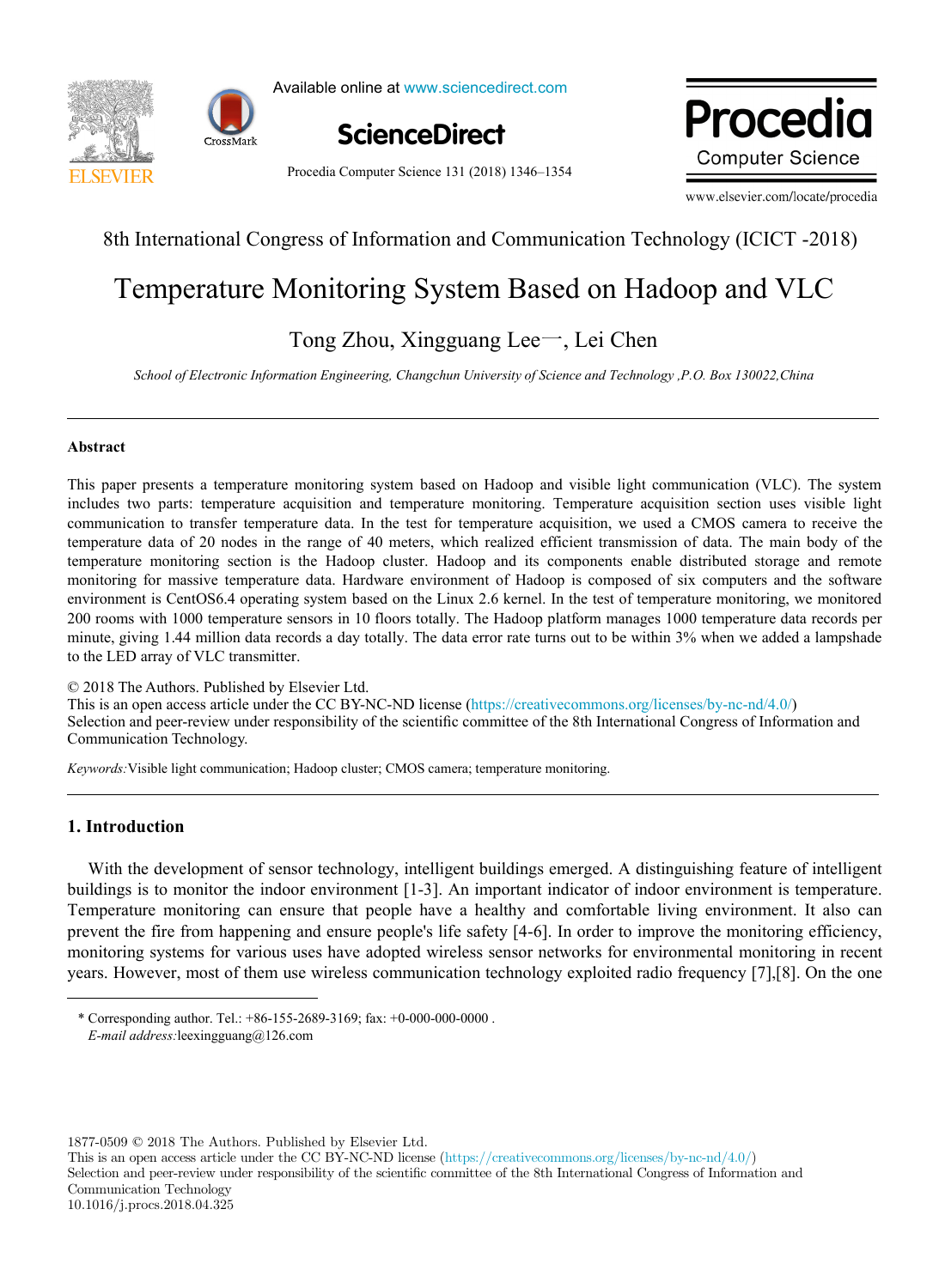8th International Congress of Information and Communication Technology (ICICT -2018)

# Temperature Monitoring System Based on Hadoop and VLC

Tong Zhou, Xingguang Lee一, Lei Chen

*School of Electronic Information Engineering, Changchun University of Science and Technology ,P.O. Box 130022,China*

---

## Abstract

This paper presents a temperature monitoring system based on Hadoop and visible light communication (VLC). The system includes two parts: temperature acquisition and temperature monitoring. Temperature acquisition section uses visible light communication to transfer temperature data. In the test for temperature acquisition, we used a CMOS camera to receive the temperature data of 20 nodes in the range of 40 meters, which realized efficient transmission of data. The main body of the temperature monitoring section is the Hadoop cluster. Hadoop and its components enable distributed storage and remote monitoring for massive temperature data. Hardware environment of Hadoop is composed of six computers and the software environment is CentOS6.4 operating system based on the Linux 2.6 kernel. In the test of temperature monitoring, we monitored 200 rooms with 1000 temperature sensors in 10 floors totally. The Hadoop platform manages 1000 temperature data records per minute, giving 1.44 million data records a day totally. The data error rate turns out to be within 3% when we added a lampshade to the LED array of VLC transmitter.

© 2018 The Authors. Published by Elsevier Ltd.
This is an open access article under the CC BY-NC-ND license (https://creativecommons.org/licenses/by-nc-nd/4.0/)
Selection and peer-review under responsibility of the scientific committee of the 8th International Congress of Information and Communication Technology.

*Keywords:* Visible light communication; Hadoop cluster; CMOS camera; temperature monitoring.

---

## 1. Introduction

With the development of sensor technology, intelligent buildings emerged. A distinguishing feature of intelligent buildings is to monitor the indoor environment [1-3]. An important indicator of indoor environment is temperature. Temperature monitoring can ensure that people have a healthy and comfortable living environment. It also can prevent the fire from happening and ensure people's life safety [4-6]. In order to improve the monitoring efficiency, monitoring systems for various uses have adopted wireless sensor networks for environmental monitoring in recent years. However, most of them use wireless communication technology exploited radio frequency [7],[8]. On the one

---

* Corresponding author. Tel.: +86-155-2689-3169; fax: +0-000-000-0000 .
*E-mail address:* leexingguang@126.com

1877-0509 © 2018 The Authors. Published by Elsevier Ltd.
This is an open access article under the CC BY-NC-ND license (https://creativecommons.org/licenses/by-nc-nd/4.0/)
Selection and peer-review under responsibility of the scientific committee of the 8th International Congress of Information and Communication Technology
10.1016/j.procs.2018.04.325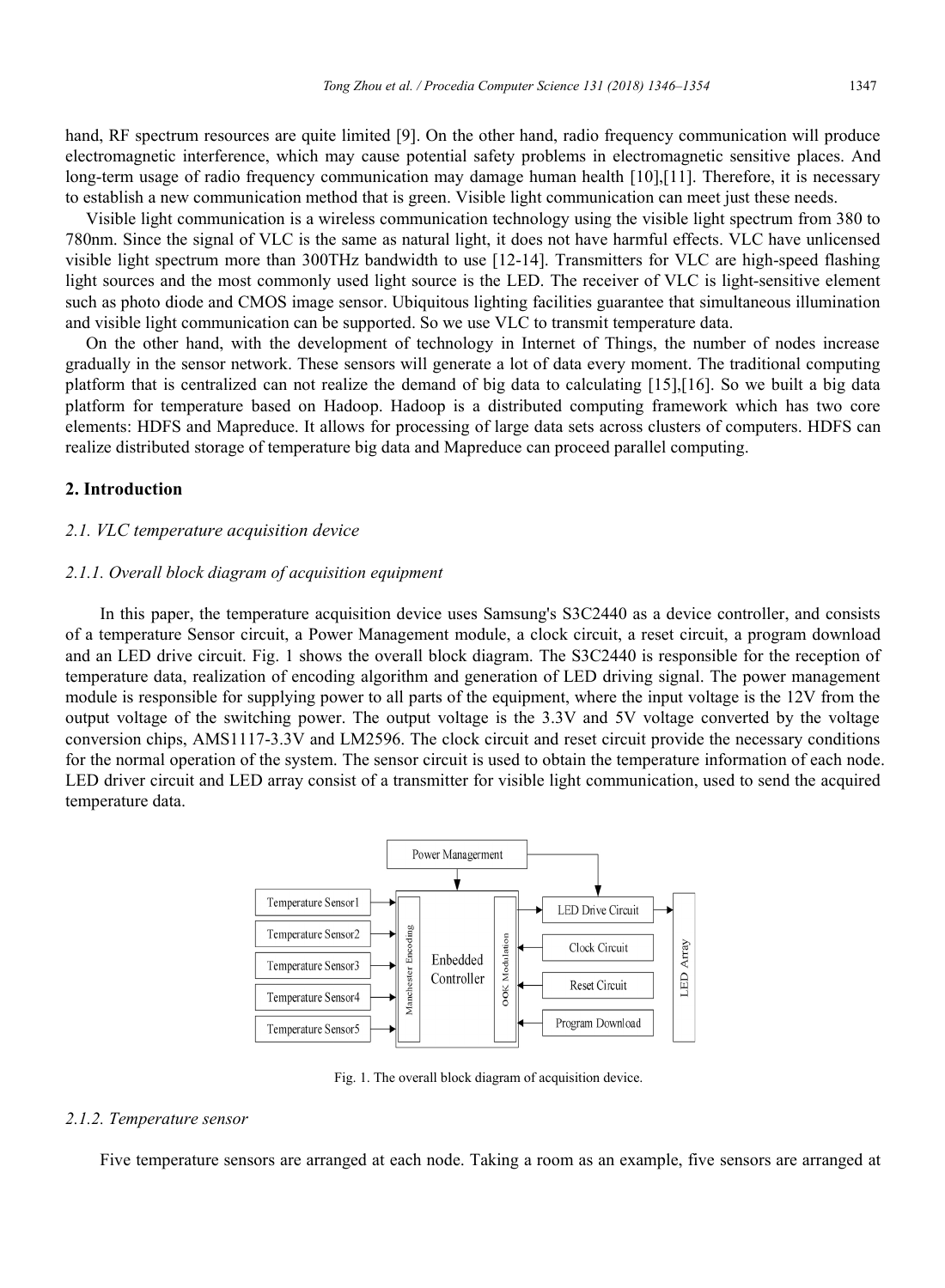hand, RF spectrum resources are quite limited [9]. On the other hand, radio frequency communication will produce electromagnetic interference, which may cause potential safety problems in electromagnetic sensitive places. And long-term usage of radio frequency communication may damage human health [10],[11]. Therefore, it is necessary to establish a new communication method that is green. Visible light communication can meet just these needs.

Visible light communication is a wireless communication technology using the visible light spectrum from 380 to 780nm. Since the signal of VLC is the same as natural light, it does not have harmful effects. VLC have unlicensed visible light spectrum more than 300THz bandwidth to use [12-14]. Transmitters for VLC are high-speed flashing light sources and the most commonly used light source is the LED. The receiver of VLC is light-sensitive element such as photo diode and CMOS image sensor. Ubiquitous lighting facilities guarantee that simultaneous illumination and visible light communication can be supported. So we use VLC to transmit temperature data.

On the other hand, with the development of technology in Internet of Things, the number of nodes increase gradually in the sensor network. These sensors will generate a lot of data every moment. The traditional computing platform that is centralized can not realize the demand of big data to calculating [15],[16]. So we built a big data platform for temperature based on Hadoop. Hadoop is a distributed computing framework which has two core elements: HDFS and Mapreduce. It allows for processing of large data sets across clusters of computers. HDFS can realize distributed storage of temperature big data and Mapreduce can proceed parallel computing.

## 2. Introduction

### *2.1. VLC temperature acquisition device*

#### *2.1.1. Overall block diagram of acquisition equipment*

In this paper, the temperature acquisition device uses Samsung's S3C2440 as a device controller, and consists of a temperature Sensor circuit, a Power Management module, a clock circuit, a reset circuit, a program download and an LED drive circuit. Fig. 1 shows the overall block diagram. The S3C2440 is responsible for the reception of temperature data, realization of encoding algorithm and generation of LED driving signal. The power management module is responsible for supplying power to all parts of the equipment, where the input voltage is the 12V from the output voltage of the switching power. The output voltage is the 3.3V and 5V voltage converted by the voltage conversion chips, AMS1117-3.3V and LM2596. The clock circuit and reset circuit provide the necessary conditions for the normal operation of the system. The sensor circuit is used to obtain the temperature information of each node. LED driver circuit and LED array consist of a transmitter for visible light communication, used to send the acquired temperature data.

Fig. 1. The overall block diagram of acquisition device.

#### *2.1.2. Temperature sensor*

Five temperature sensors are arranged at each node. Taking a room as an example, five sensors are arranged at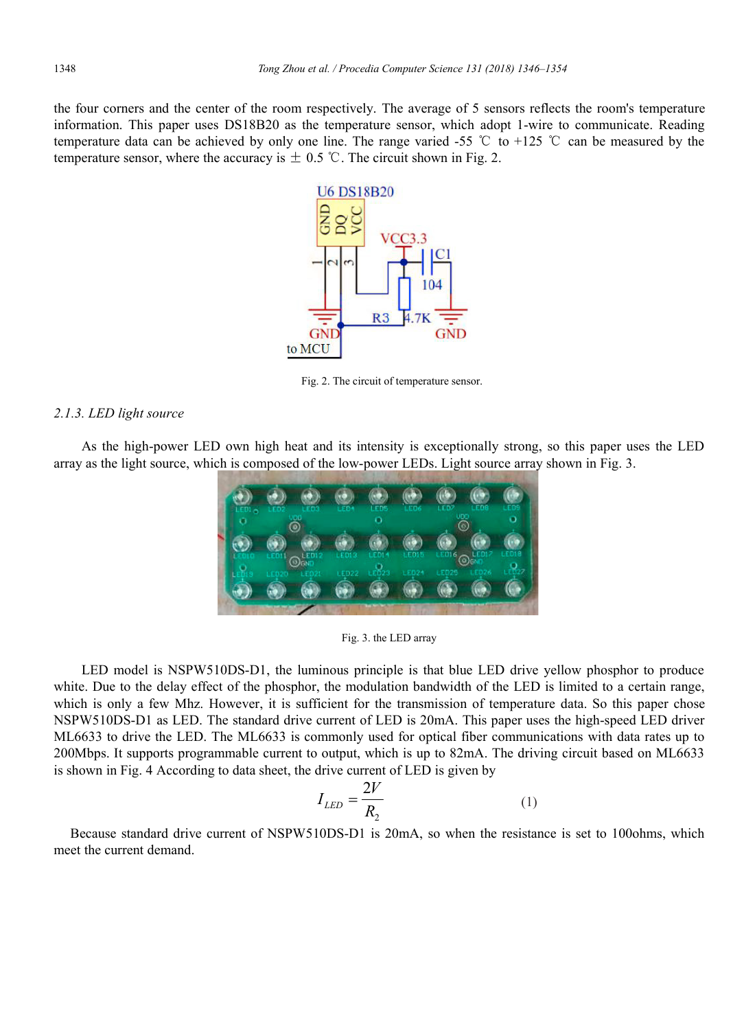the four corners and the center of the room respectively. The average of 5 sensors reflects the room's temperature information. This paper uses DS18B20 as the temperature sensor, which adopt 1-wire to communicate. Reading temperature data can be achieved by only one line. The range varied -55 ℃ to +125 ℃ can be measured by the temperature sensor, where the accuracy is ± 0.5 ℃. The circuit shown in Fig. 2.

Fig. 2. The circuit of temperature sensor.

### 2.1.3. LED light source

As the high-power LED own high heat and its intensity is exceptionally strong, so this paper uses the LED array as the light source, which is composed of the low-power LEDs. Light source array shown in Fig. 3.

Fig. 3. the LED array

LED model is NSPW510DS-D1, the luminous principle is that blue LED drive yellow phosphor to produce white. Due to the delay effect of the phosphor, the modulation bandwidth of the LED is limited to a certain range, which is only a few Mhz. However, it is sufficient for the transmission of temperature data. So this paper chose NSPW510DS-D1 as LED. The standard drive current of LED is 20mA. This paper uses the high-speed LED driver ML6633 to drive the LED. The ML6633 is commonly used for optical fiber communications with data rates up to 200Mbps. It supports programmable current to output, which is up to 82mA. The driving circuit based on ML6633 is shown in Fig. 4 According to data sheet, the drive current of LED is given by

$$I_{LED} = \frac{2V}{R_2} \tag{1}$$

Because standard drive current of NSPW510DS-D1 is 20mA, so when the resistance is set to 100ohms, which meet the current demand.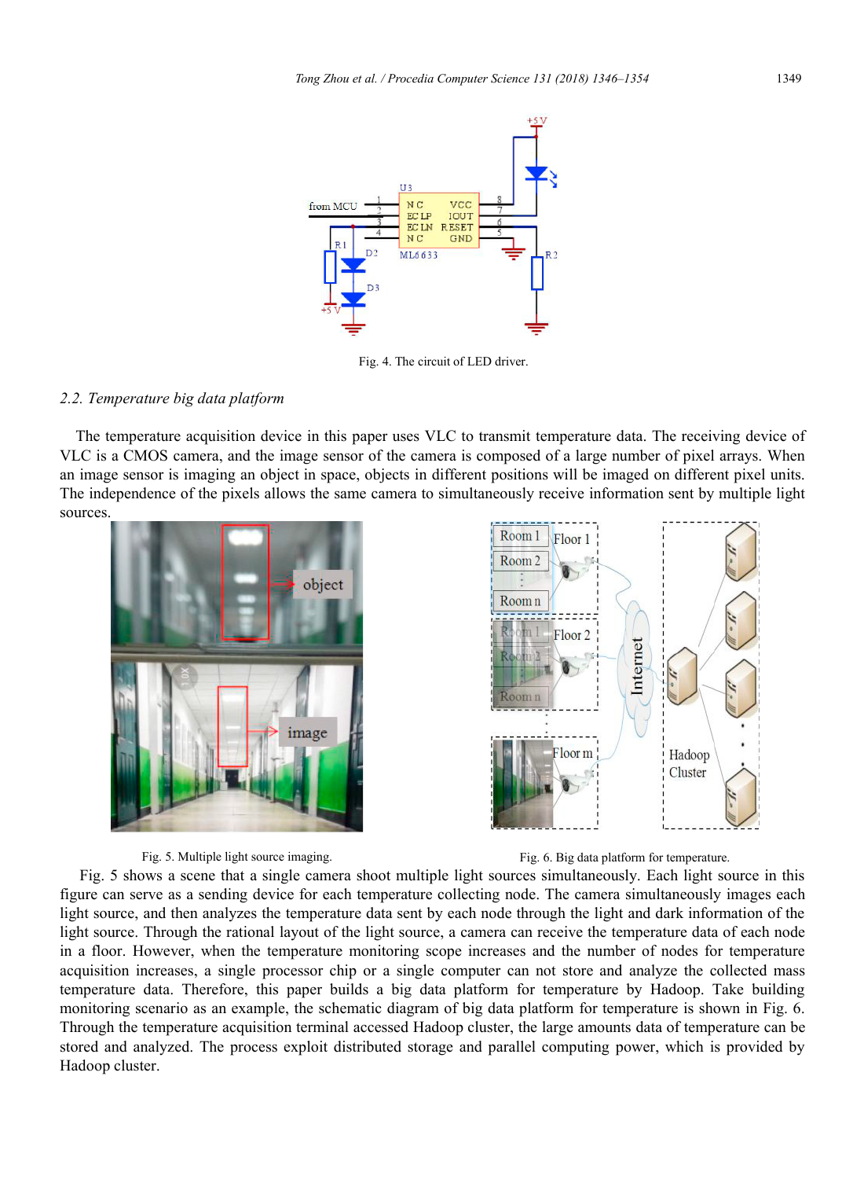Fig. 4. The circuit of LED driver.

### 2.2. Temperature big data platform

The temperature acquisition device in this paper uses VLC to transmit temperature data. The receiving device of VLC is a CMOS camera, and the image sensor of the camera is composed of a large number of pixel arrays. When an image sensor is imaging an object in space, objects in different positions will be imaged on different pixel units. The independence of the pixels allows the same camera to simultaneously receive information sent by multiple light sources.

Fig. 5. Multiple light source imaging.

Fig. 6. Big data platform for temperature.

Fig. 5 shows a scene that a single camera shoot multiple light sources simultaneously. Each light source in this figure can serve as a sending device for each temperature collecting node. The camera simultaneously images each light source, and then analyzes the temperature data sent by each node through the light and dark information of the light source. Through the rational layout of the light source, a camera can receive the temperature data of each node in a floor. However, when the temperature monitoring scope increases and the number of nodes for temperature acquisition increases, a single processor chip or a single computer can not store and analyze the collected mass temperature data. Therefore, this paper builds a big data platform for temperature by Hadoop. Take building monitoring scenario as an example, the schematic diagram of big data platform for temperature is shown in Fig. 6. Through the temperature acquisition terminal accessed Hadoop cluster, the large amounts data of temperature can be stored and analyzed. The process exploit distributed storage and parallel computing power, which is provided by Hadoop cluster.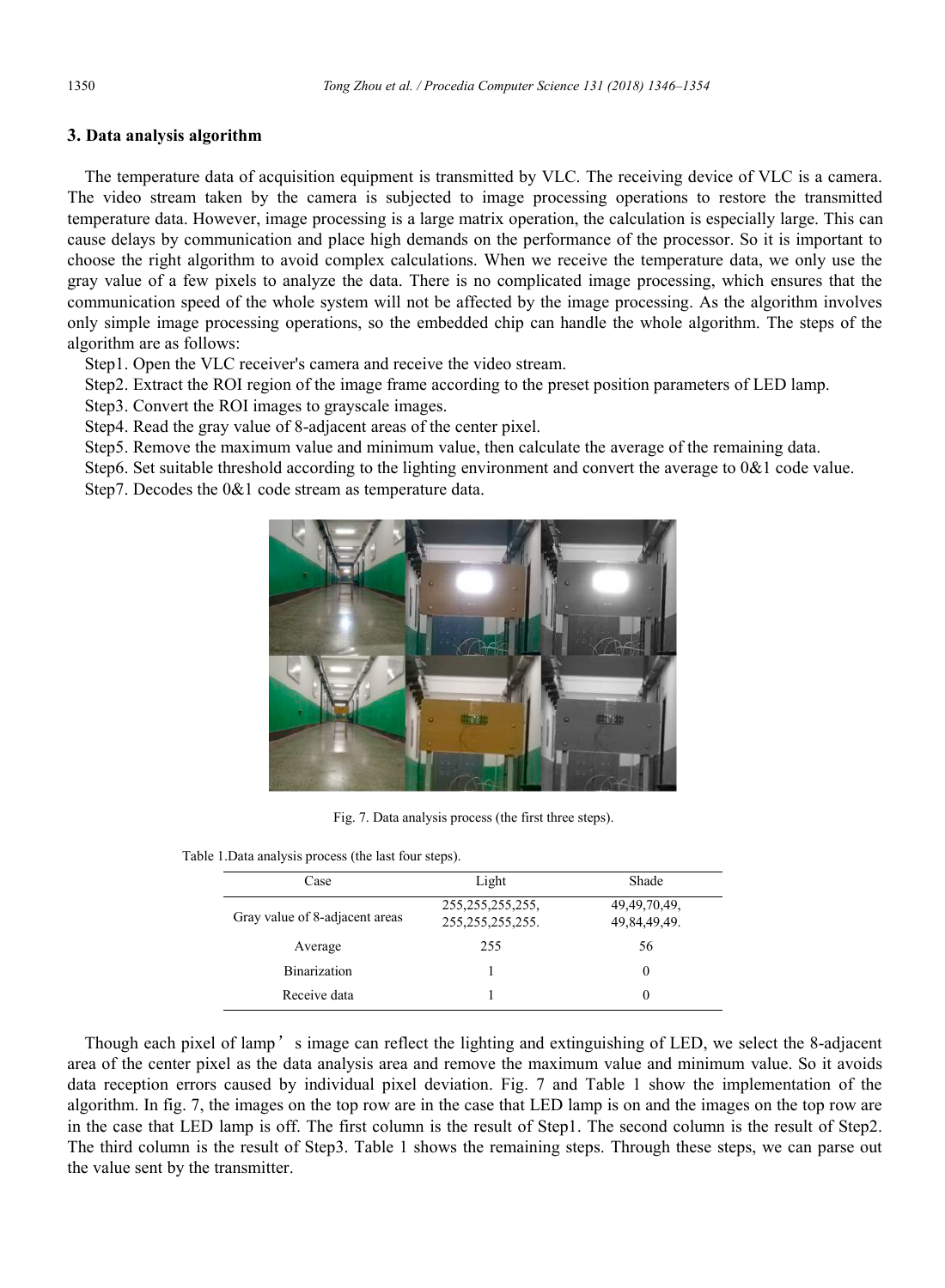## 3. Data analysis algorithm

The temperature data of acquisition equipment is transmitted by VLC. The receiving device of VLC is a camera. The video stream taken by the camera is subjected to image processing operations to restore the transmitted temperature data. However, image processing is a large matrix operation, the calculation is especially large. This can cause delays by communication and place high demands on the performance of the processor. So it is important to choose the right algorithm to avoid complex calculations. When we receive the temperature data, we only use the gray value of a few pixels to analyze the data. There is no complicated image processing, which ensures that the communication speed of the whole system will not be affected by the image processing. As the algorithm involves only simple image processing operations, so the embedded chip can handle the whole algorithm. The steps of the algorithm are as follows:

Step1. Open the VLC receiver's camera and receive the video stream.

Step2. Extract the ROI region of the image frame according to the preset position parameters of LED lamp.

Step3. Convert the ROI images to grayscale images.

Step4. Read the gray value of 8-adjacent areas of the center pixel.

Step5. Remove the maximum value and minimum value, then calculate the average of the remaining data.

Step6. Set suitable threshold according to the lighting environment and convert the average to 0&1 code value.

Step7. Decodes the 0&1 code stream as temperature data.

Fig. 7. Data analysis process (the first three steps).

Table 1.Data analysis process (the last four steps).

| Case | Light | Shade |
|---|---|---|
| Gray value of 8-adjacent areas | 255,255,255,255, 255,255,255,255. | 49,49,70,49, 49,84,49,49. |
| Average | 255 | 56 |
| Binarization | 1 | 0 |
| Receive data | 1 | 0 |

Though each pixel of lamp' s image can reflect the lighting and extinguishing of LED, we select the 8-adjacent area of the center pixel as the data analysis area and remove the maximum value and minimum value. So it avoids data reception errors caused by individual pixel deviation. Fig. 7 and Table 1 show the implementation of the algorithm. In fig. 7, the images on the top row are in the case that LED lamp is on and the images on the top row are in the case that LED lamp is off. The first column is the result of Step1. The second column is the result of Step2. The third column is the result of Step3. Table 1 shows the remaining steps. Through these steps, we can parse out the value sent by the transmitter.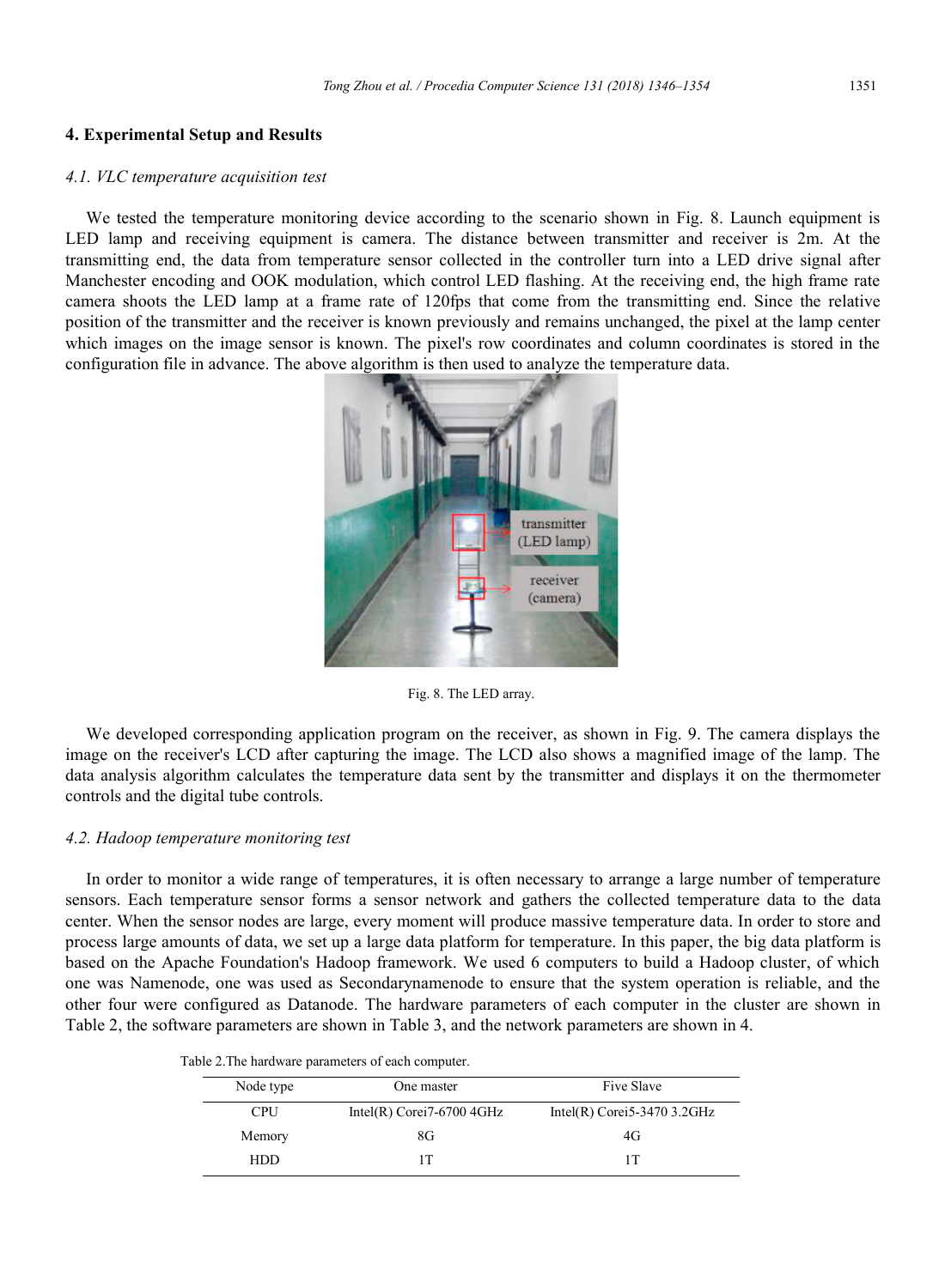## 4. Experimental Setup and Results

### *4.1. VLC temperature acquisition test*

We tested the temperature monitoring device according to the scenario shown in Fig. 8. Launch equipment is LED lamp and receiving equipment is camera. The distance between transmitter and receiver is 2m. At the transmitting end, the data from temperature sensor collected in the controller turn into a LED drive signal after Manchester encoding and OOK modulation, which control LED flashing. At the receiving end, the high frame rate camera shoots the LED lamp at a frame rate of 120fps that come from the transmitting end. Since the relative position of the transmitter and the receiver is known previously and remains unchanged, the pixel at the lamp center which images on the image sensor is known. The pixel's row coordinates and column coordinates is stored in the configuration file in advance. The above algorithm is then used to analyze the temperature data.

Fig. 8. The LED array.

We developed corresponding application program on the receiver, as shown in Fig. 9. The camera displays the image on the receiver's LCD after capturing the image. The LCD also shows a magnified image of the lamp. The data analysis algorithm calculates the temperature data sent by the transmitter and displays it on the thermometer controls and the digital tube controls.

### *4.2. Hadoop temperature monitoring test*

In order to monitor a wide range of temperatures, it is often necessary to arrange a large number of temperature sensors. Each temperature sensor forms a sensor network and gathers the collected temperature data to the data center. When the sensor nodes are large, every moment will produce massive temperature data. In order to store and process large amounts of data, we set up a large data platform for temperature. In this paper, the big data platform is based on the Apache Foundation's Hadoop framework. We used 6 computers to build a Hadoop cluster, of which one was Namenode, one was used as Secondarynamenode to ensure that the system operation is reliable, and the other four were configured as Datanode. The hardware parameters of each computer in the cluster are shown in Table 2, the software parameters are shown in Table 3, and the network parameters are shown in 4.

Table 2.The hardware parameters of each computer.

| Node type | One master | Five Slave |
|---|---|---|
| CPU | Intel(R) Corei7-6700 4GHz | Intel(R) Corei5-3470 3.2GHz |
| Memory | 8G | 4G |
| HDD | 1T | 1T |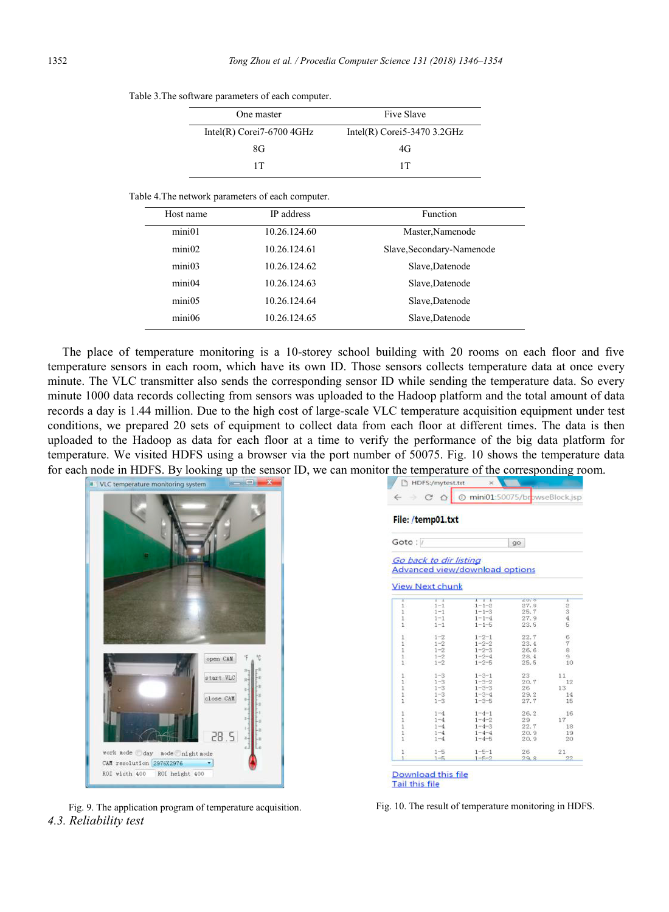Table 3.The software parameters of each computer.

| One master | Five Slave |
|---|---|
| Intel(R) Corei7-6700 4GHz | Intel(R) Corei5-3470 3.2GHz |
| 8G | 4G |
| 1T | 1T |

Table 4.The network parameters of each computer.

| Host name | IP address | Function |
|---|---|---|
| mini01 | 10.26.124.60 | Master,Namenode |
| mini02 | 10.26.124.61 | Slave,Secondary-Namenode |
| mini03 | 10.26.124.62 | Slave,Datenode |
| mini04 | 10.26.124.63 | Slave,Datenode |
| mini05 | 10.26.124.64 | Slave,Datenode |
| mini06 | 10.26.124.65 | Slave,Datenode |

The place of temperature monitoring is a 10-storey school building with 20 rooms on each floor and five temperature sensors in each room, which have its own ID. Those sensors collects temperature data at once every minute. The VLC transmitter also sends the corresponding sensor ID while sending the temperature data. So every minute 1000 data records collecting from sensors was uploaded to the Hadoop platform and the total amount of data records a day is 1.44 million. Due to the high cost of large-scale VLC temperature acquisition equipment under test conditions, we prepared 20 sets of equipment to collect data from each floor at different times. The data is then uploaded to the Hadoop as data for each floor at a time to verify the performance of the big data platform for temperature. We visited HDFS using a browser via the port number of 50075. Fig. 10 shows the temperature data for each node in HDFS. By looking up the sensor ID, we can monitor the temperature of the corresponding room.

Fig. 9. The application program of temperature acquisition.

Fig. 10. The result of temperature monitoring in HDFS.

### 4.3. Reliability test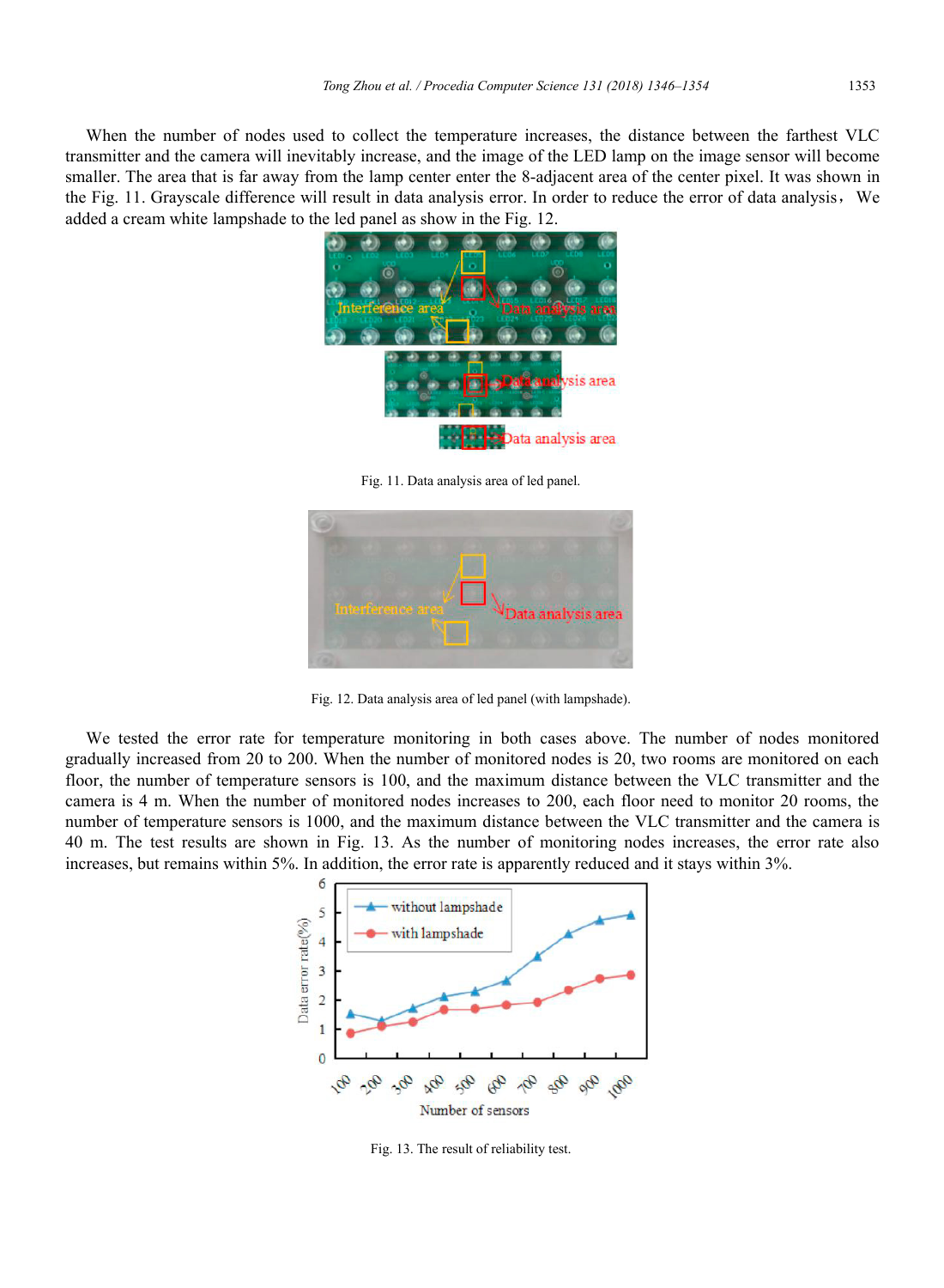When the number of nodes used to collect the temperature increases, the distance between the farthest VLC transmitter and the camera will inevitably increase, and the image of the LED lamp on the image sensor will become smaller. The area that is far away from the lamp center enter the 8-adjacent area of the center pixel. It was shown in the Fig. 11. Grayscale difference will result in data analysis error. In order to reduce the error of data analysis， We added a cream white lampshade to the led panel as show in the Fig. 12.

Fig. 11. Data analysis area of led panel.

Fig. 12. Data analysis area of led panel (with lampshade).

We tested the error rate for temperature monitoring in both cases above. The number of nodes monitored gradually increased from 20 to 200. When the number of monitored nodes is 20, two rooms are monitored on each floor, the number of temperature sensors is 100, and the maximum distance between the VLC transmitter and the camera is 4 m. When the number of monitored nodes increases to 200, each floor need to monitor 20 rooms, the number of temperature sensors is 1000, and the maximum distance between the VLC transmitter and the camera is 40 m. The test results are shown in Fig. 13. As the number of monitoring nodes increases, the error rate also increases, but remains within 5%. In addition, the error rate is apparently reduced and it stays within 3%.

Fig. 13. The result of reliability test.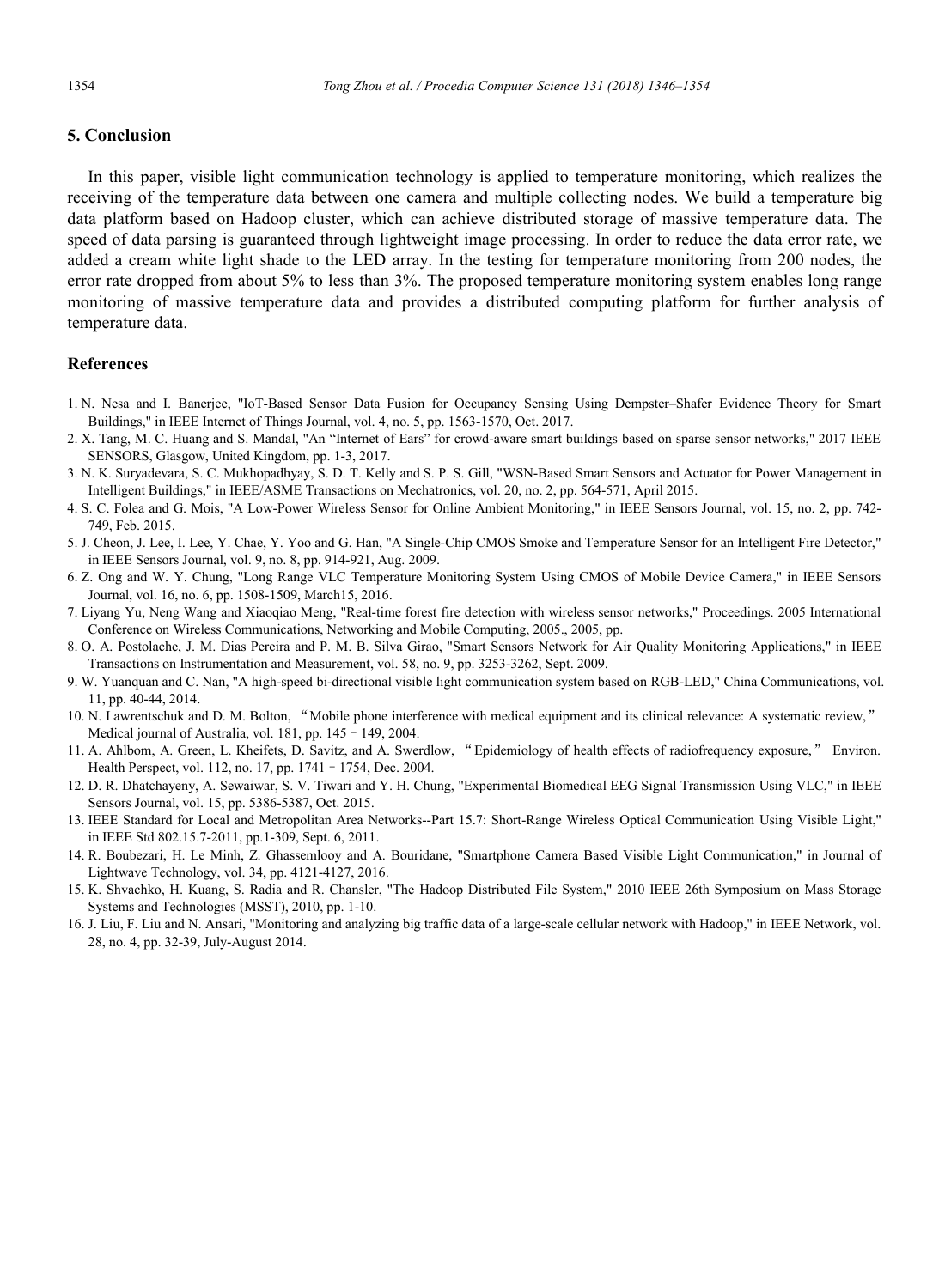## 5. Conclusion

In this paper, visible light communication technology is applied to temperature monitoring, which realizes the receiving of the temperature data between one camera and multiple collecting nodes. We build a temperature big data platform based on Hadoop cluster, which can achieve distributed storage of massive temperature data. The speed of data parsing is guaranteed through lightweight image processing. In order to reduce the data error rate, we added a cream white light shade to the LED array. In the testing for temperature monitoring from 200 nodes, the error rate dropped from about 5% to less than 3%. The proposed temperature monitoring system enables long range monitoring of massive temperature data and provides a distributed computing platform for further analysis of temperature data.

## References

1. N. Nesa and I. Banerjee, "IoT-Based Sensor Data Fusion for Occupancy Sensing Using Dempster–Shafer Evidence Theory for Smart Buildings," in IEEE Internet of Things Journal, vol. 4, no. 5, pp. 1563-1570, Oct. 2017.
2. X. Tang, M. C. Huang and S. Mandal, "An "Internet of Ears" for crowd-aware smart buildings based on sparse sensor networks," 2017 IEEE SENSORS, Glasgow, United Kingdom, pp. 1-3, 2017.
3. N. K. Suryadevara, S. C. Mukhopadhyay, S. D. T. Kelly and S. P. S. Gill, "WSN-Based Smart Sensors and Actuator for Power Management in Intelligent Buildings," in IEEE/ASME Transactions on Mechatronics, vol. 20, no. 2, pp. 564-571, April 2015.
4. S. C. Folea and G. Mois, "A Low-Power Wireless Sensor for Online Ambient Monitoring," in IEEE Sensors Journal, vol. 15, no. 2, pp. 742-749, Feb. 2015.
5. J. Cheon, J. Lee, I. Lee, Y. Chae, Y. Yoo and G. Han, "A Single-Chip CMOS Smoke and Temperature Sensor for an Intelligent Fire Detector," in IEEE Sensors Journal, vol. 9, no. 8, pp. 914-921, Aug. 2009.
6. Z. Ong and W. Y. Chung, "Long Range VLC Temperature Monitoring System Using CMOS of Mobile Device Camera," in IEEE Sensors Journal, vol. 16, no. 6, pp. 1508-1509, March15, 2016.
7. Liyang Yu, Neng Wang and Xiaoqiao Meng, "Real-time forest fire detection with wireless sensor networks," Proceedings. 2005 International Conference on Wireless Communications, Networking and Mobile Computing, 2005., 2005, pp.
8. O. A. Postolache, J. M. Dias Pereira and P. M. B. Silva Girao, "Smart Sensors Network for Air Quality Monitoring Applications," in IEEE Transactions on Instrumentation and Measurement, vol. 58, no. 9, pp. 3253-3262, Sept. 2009.
9. W. Yuanquan and C. Nan, "A high-speed bi-directional visible light communication system based on RGB-LED," China Communications, vol. 11, pp. 40-44, 2014.
10. N. Lawrentschuk and D. M. Bolton, "Mobile phone interference with medical equipment and its clinical relevance: A systematic review," Medical journal of Australia, vol. 181, pp. 145–149, 2004.
11. A. Ahlbom, A. Green, L. Kheifets, D. Savitz, and A. Swerdlow, "Epidemiology of health effects of radiofrequency exposure," Environ. Health Perspect, vol. 112, no. 17, pp. 1741–1754, Dec. 2004.
12. D. R. Dhatchayeny, A. Sewaiwar, S. V. Tiwari and Y. H. Chung, "Experimental Biomedical EEG Signal Transmission Using VLC," in IEEE Sensors Journal, vol. 15, pp. 5386-5387, Oct. 2015.
13. IEEE Standard for Local and Metropolitan Area Networks--Part 15.7: Short-Range Wireless Optical Communication Using Visible Light," in IEEE Std 802.15.7-2011, pp.1-309, Sept. 6, 2011.
14. R. Boubezari, H. Le Minh, Z. Ghassemlooy and A. Bouridane, "Smartphone Camera Based Visible Light Communication," in Journal of Lightwave Technology, vol. 34, pp. 4121-4127, 2016.
15. K. Shvachko, H. Kuang, S. Radia and R. Chansler, "The Hadoop Distributed File System," 2010 IEEE 26th Symposium on Mass Storage Systems and Technologies (MSST), 2010, pp. 1-10.
16. J. Liu, F. Liu and N. Ansari, "Monitoring and analyzing big traffic data of a large-scale cellular network with Hadoop," in IEEE Network, vol. 28, no. 4, pp. 32-39, July-August 2014.